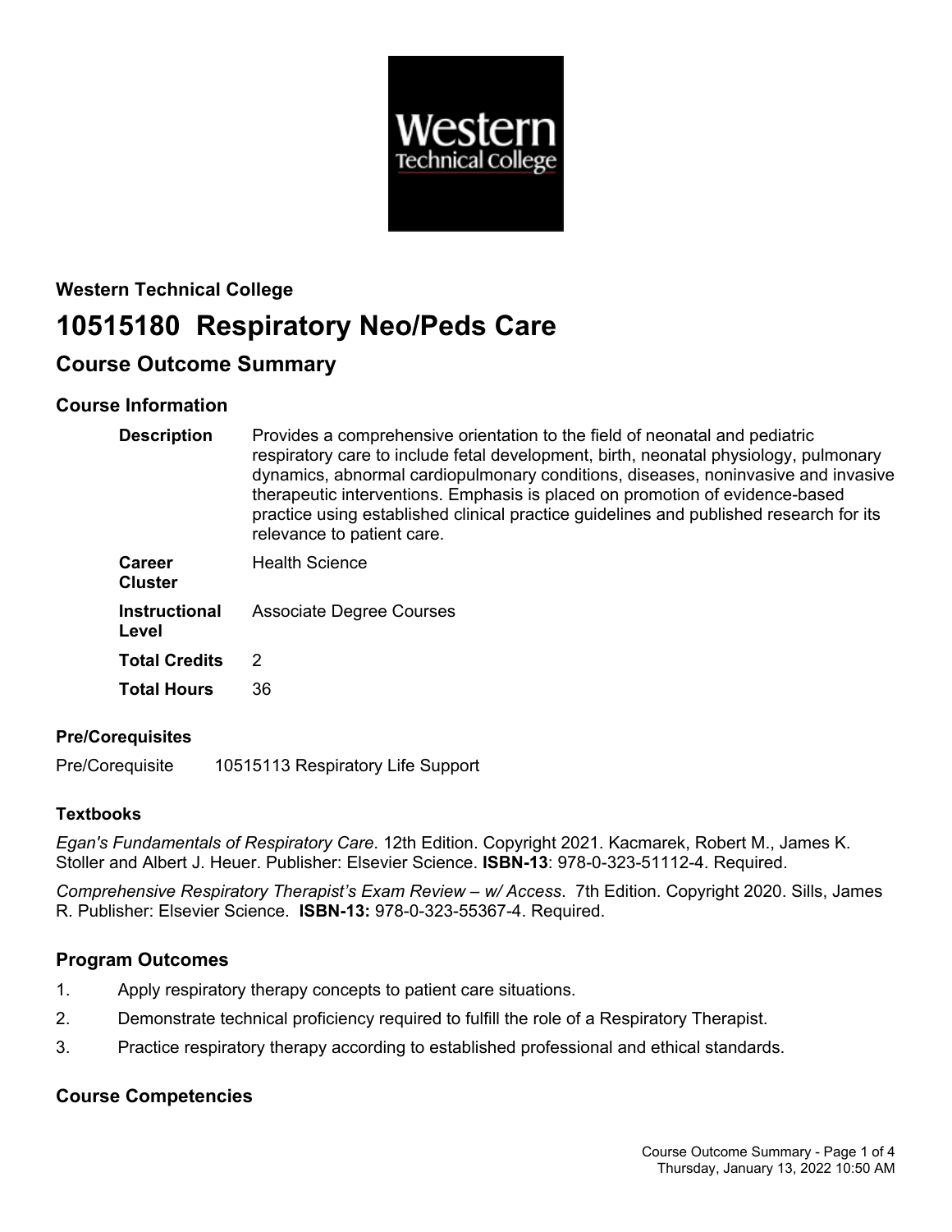**Western Technical College**

# 10515180 Respiratory Neo/Peds Care

## Course Outcome Summary

### Course Information

| | |
|---|---|
| **Description** | Provides a comprehensive orientation to the field of neonatal and pediatric respiratory care to include fetal development, birth, neonatal physiology, pulmonary dynamics, abnormal cardiopulmonary conditions, diseases, noninvasive and invasive therapeutic interventions. Emphasis is placed on promotion of evidence-based practice using established clinical practice guidelines and published research for its relevance to patient care. |
| **Career Cluster** | Health Science |
| **Instructional Level** | Associate Degree Courses |
| **Total Credits** | 2 |
| **Total Hours** | 36 |

#### Pre/Corequisites

Pre/Corequisite 10515113 Respiratory Life Support

#### Textbooks

*Egan's Fundamentals of Respiratory Care*. 12th Edition. Copyright 2021. Kacmarek, Robert M., James K. Stoller and Albert J. Heuer. Publisher: Elsevier Science. **ISBN-13**: 978-0-323-51112-4. Required.

*Comprehensive Respiratory Therapist's Exam Review – w/ Access*. 7th Edition. Copyright 2020. Sills, James R. Publisher: Elsevier Science. **ISBN-13:** 978-0-323-55367-4. Required.

### Program Outcomes

1. Apply respiratory therapy concepts to patient care situations.
2. Demonstrate technical proficiency required to fulfill the role of a Respiratory Therapist.
3. Practice respiratory therapy according to established professional and ethical standards.

### Course Competencies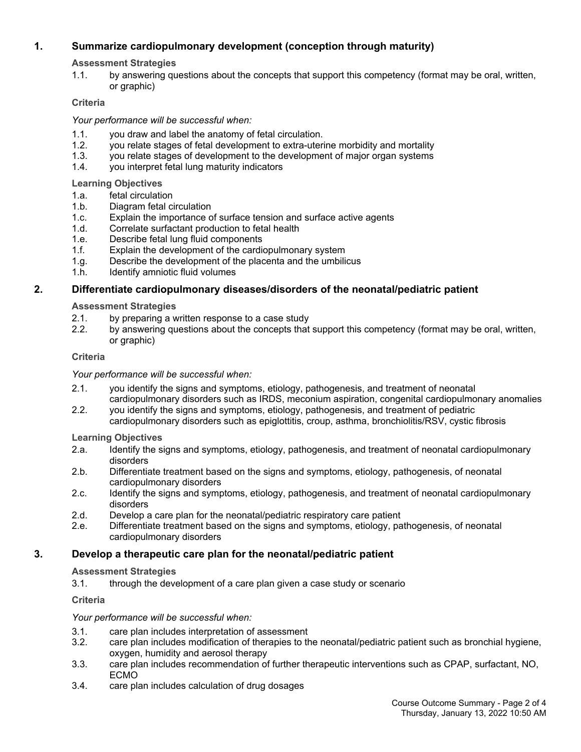## 1. Summarize cardiopulmonary development (conception through maturity)

**Assessment Strategies**

1.1. by answering questions about the concepts that support this competency (format may be oral, written, or graphic)

**Criteria**

*Your performance will be successful when:*

1.1. you draw and label the anatomy of fetal circulation.
1.2. you relate stages of fetal development to extra-uterine morbidity and mortality
1.3. you relate stages of development to the development of major organ systems
1.4. you interpret fetal lung maturity indicators

**Learning Objectives**

1.a. fetal circulation
1.b. Diagram fetal circulation
1.c. Explain the importance of surface tension and surface active agents
1.d. Correlate surfactant production to fetal health
1.e. Describe fetal lung fluid components
1.f. Explain the development of the cardiopulmonary system
1.g. Describe the development of the placenta and the umbilicus
1.h. Identify amniotic fluid volumes

## 2. Differentiate cardiopulmonary diseases/disorders of the neonatal/pediatric patient

**Assessment Strategies**

2.1. by preparing a written response to a case study
2.2. by answering questions about the concepts that support this competency (format may be oral, written, or graphic)

**Criteria**

*Your performance will be successful when:*

2.1. you identify the signs and symptoms, etiology, pathogenesis, and treatment of neonatal cardiopulmonary disorders such as IRDS, meconium aspiration, congenital cardiopulmonary anomalies
2.2. you identify the signs and symptoms, etiology, pathogenesis, and treatment of pediatric cardiopulmonary disorders such as epiglottitis, croup, asthma, bronchiolitis/RSV, cystic fibrosis

**Learning Objectives**

2.a. Identify the signs and symptoms, etiology, pathogenesis, and treatment of neonatal cardiopulmonary disorders
2.b. Differentiate treatment based on the signs and symptoms, etiology, pathogenesis, of neonatal cardiopulmonary disorders
2.c. Identify the signs and symptoms, etiology, pathogenesis, and treatment of neonatal cardiopulmonary disorders
2.d. Develop a care plan for the neonatal/pediatric respiratory care patient
2.e. Differentiate treatment based on the signs and symptoms, etiology, pathogenesis, of neonatal cardiopulmonary disorders

## 3. Develop a therapeutic care plan for the neonatal/pediatric patient

**Assessment Strategies**

3.1. through the development of a care plan given a case study or scenario

**Criteria**

*Your performance will be successful when:*

3.1. care plan includes interpretation of assessment
3.2. care plan includes modification of therapies to the neonatal/pediatric patient such as bronchial hygiene, oxygen, humidity and aerosol therapy
3.3. care plan includes recommendation of further therapeutic interventions such as CPAP, surfactant, NO, ECMO
3.4. care plan includes calculation of drug dosages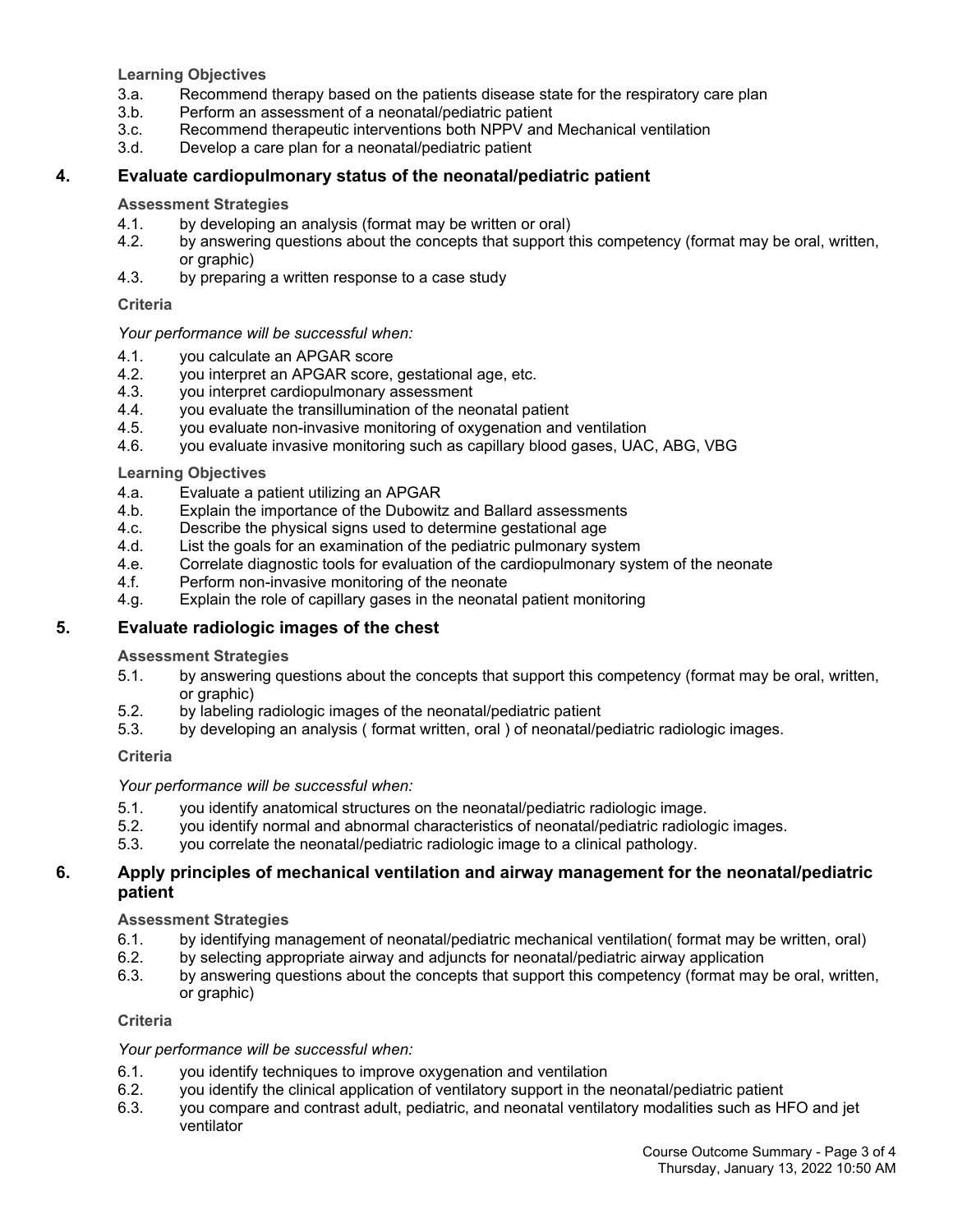**Learning Objectives**

3.a. Recommend therapy based on the patients disease state for the respiratory care plan
3.b. Perform an assessment of a neonatal/pediatric patient
3.c. Recommend therapeutic interventions both NPPV and Mechanical ventilation
3.d. Develop a care plan for a neonatal/pediatric patient

## 4. Evaluate cardiopulmonary status of the neonatal/pediatric patient

**Assessment Strategies**

4.1. by developing an analysis (format may be written or oral)
4.2. by answering questions about the concepts that support this competency (format may be oral, written, or graphic)
4.3. by preparing a written response to a case study

**Criteria**

*Your performance will be successful when:*

4.1. you calculate an APGAR score
4.2. you interpret an APGAR score, gestational age, etc.
4.3. you interpret cardiopulmonary assessment
4.4. you evaluate the transillumination of the neonatal patient
4.5. you evaluate non-invasive monitoring of oxygenation and ventilation
4.6. you evaluate invasive monitoring such as capillary blood gases, UAC, ABG, VBG

**Learning Objectives**

4.a. Evaluate a patient utilizing an APGAR
4.b. Explain the importance of the Dubowitz and Ballard assessments
4.c. Describe the physical signs used to determine gestational age
4.d. List the goals for an examination of the pediatric pulmonary system
4.e. Correlate diagnostic tools for evaluation of the cardiopulmonary system of the neonate
4.f. Perform non-invasive monitoring of the neonate
4.g. Explain the role of capillary gases in the neonatal patient monitoring

## 5. Evaluate radiologic images of the chest

**Assessment Strategies**

5.1. by answering questions about the concepts that support this competency (format may be oral, written, or graphic)
5.2. by labeling radiologic images of the neonatal/pediatric patient
5.3. by developing an analysis ( format written, oral ) of neonatal/pediatric radiologic images.

**Criteria**

*Your performance will be successful when:*

5.1. you identify anatomical structures on the neonatal/pediatric radiologic image.
5.2. you identify normal and abnormal characteristics of neonatal/pediatric radiologic images.
5.3. you correlate the neonatal/pediatric radiologic image to a clinical pathology.

## 6. Apply principles of mechanical ventilation and airway management for the neonatal/pediatric patient

**Assessment Strategies**

6.1. by identifying management of neonatal/pediatric mechanical ventilation( format may be written, oral)
6.2. by selecting appropriate airway and adjuncts for neonatal/pediatric airway application
6.3. by answering questions about the concepts that support this competency (format may be oral, written, or graphic)

**Criteria**

*Your performance will be successful when:*

6.1. you identify techniques to improve oxygenation and ventilation
6.2. you identify the clinical application of ventilatory support in the neonatal/pediatric patient
6.3. you compare and contrast adult, pediatric, and neonatal ventilatory modalities such as HFO and jet ventilator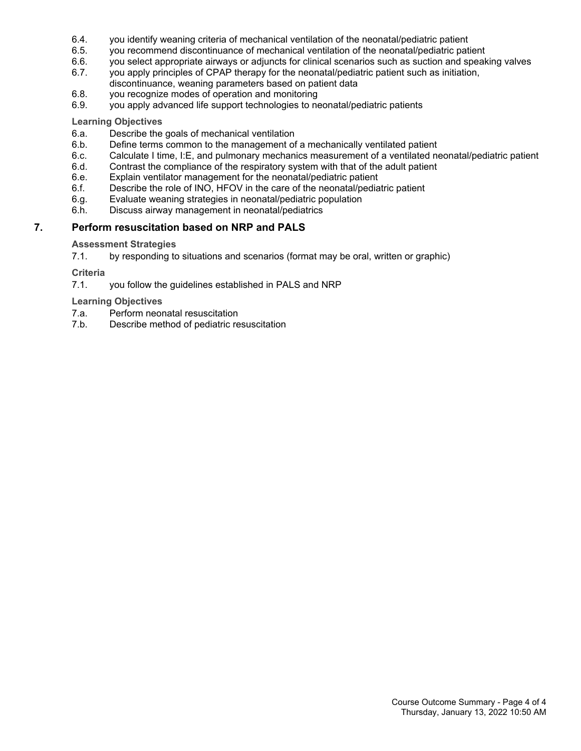6.4. you identify weaning criteria of mechanical ventilation of the neonatal/pediatric patient
6.5. you recommend discontinuance of mechanical ventilation of the neonatal/pediatric patient
6.6. you select appropriate airways or adjuncts for clinical scenarios such as suction and speaking valves
6.7. you apply principles of CPAP therapy for the neonatal/pediatric patient such as initiation, discontinuance, weaning parameters based on patient data
6.8. you recognize modes of operation and monitoring
6.9. you apply advanced life support technologies to neonatal/pediatric patients

**Learning Objectives**

6.a. Describe the goals of mechanical ventilation
6.b. Define terms common to the management of a mechanically ventilated patient
6.c. Calculate I time, I:E, and pulmonary mechanics measurement of a ventilated neonatal/pediatric patient
6.d. Contrast the compliance of the respiratory system with that of the adult patient
6.e. Explain ventilator management for the neonatal/pediatric patient
6.f. Describe the role of INO, HFOV in the care of the neonatal/pediatric patient
6.g. Evaluate weaning strategies in neonatal/pediatric population
6.h. Discuss airway management in neonatal/pediatrics

## 7. Perform resuscitation based on NRP and PALS

**Assessment Strategies**

7.1. by responding to situations and scenarios (format may be oral, written or graphic)

**Criteria**

7.1. you follow the guidelines established in PALS and NRP

**Learning Objectives**

7.a. Perform neonatal resuscitation
7.b. Describe method of pediatric resuscitation